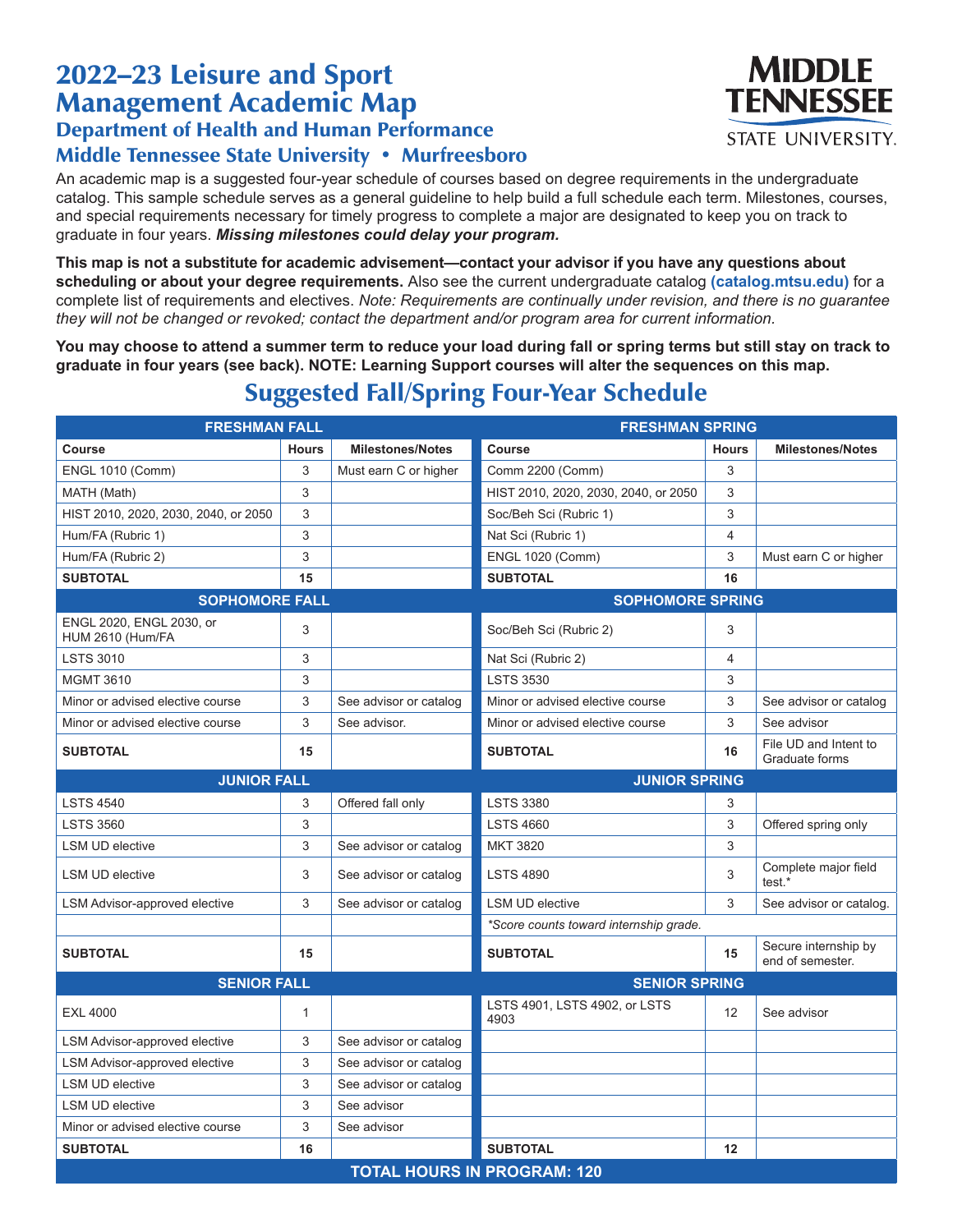# 2022–23 Leisure and Sport Management Academic Map

## Department of Health and Human Performance

## Middle Tennessee State University • Murfreesboro

An academic map is a suggested four-year schedule of courses based on degree requirements in the undergraduate catalog. This sample schedule serves as a general guideline to help build a full schedule each term. Milestones, courses, and special requirements necessary for timely progress to complete a major are designated to keep you on track to graduate in four years. ***Missing milestones could delay your program.***

**This map is not a substitute for academic advisement—contact your advisor if you have any questions about scheduling or about your degree requirements.** Also see the current undergraduate catalog **(catalog.mtsu.edu)** for a complete list of requirements and electives. *Note: Requirements are continually under revision, and there is no guarantee they will not be changed or revoked; contact the department and/or program area for current information.*

**You may choose to attend a summer term to reduce your load during fall or spring terms but still stay on track to graduate in four years (see back). NOTE: Learning Support courses will alter the sequences on this map.**

## Suggested Fall/Spring Four-Year Schedule

| FRESHMAN FALL | | | FRESHMAN SPRING | | |
|---|---|---|---|---|---|
| **Course** | **Hours** | **Milestones/Notes** | **Course** | **Hours** | **Milestones/Notes** |
| ENGL 1010 (Comm) | 3 | Must earn C or higher | Comm 2200 (Comm) | 3 | |
| MATH (Math) | 3 | | HIST 2010, 2020, 2030, 2040, or 2050 | 3 | |
| HIST 2010, 2020, 2030, 2040, or 2050 | 3 | | Soc/Beh Sci (Rubric 1) | 3 | |
| Hum/FA (Rubric 1) | 3 | | Nat Sci (Rubric 1) | 4 | |
| Hum/FA (Rubric 2) | 3 | | ENGL 1020 (Comm) | 3 | Must earn C or higher |
| **SUBTOTAL** | **15** | | **SUBTOTAL** | **16** | |
| **SOPHOMORE FALL** | | | **SOPHOMORE SPRING** | | |
| ENGL 2020, ENGL 2030, or HUM 2610 (Hum/FA | 3 | | Soc/Beh Sci (Rubric 2) | 3 | |
| LSTS 3010 | 3 | | Nat Sci (Rubric 2) | 4 | |
| MGMT 3610 | 3 | | LSTS 3530 | 3 | |
| Minor or advised elective course | 3 | See advisor or catalog | Minor or advised elective course | 3 | See advisor or catalog |
| Minor or advised elective course | 3 | See advisor. | Minor or advised elective course | 3 | See advisor |
| **SUBTOTAL** | **15** | | **SUBTOTAL** | **16** | File UD and Intent to Graduate forms |
| **JUNIOR FALL** | | | **JUNIOR SPRING** | | |
| LSTS 4540 | 3 | Offered fall only | LSTS 3380 | 3 | |
| LSTS 3560 | 3 | | LSTS 4660 | 3 | Offered spring only |
| LSM UD elective | 3 | See advisor or catalog | MKT 3820 | 3 | |
| LSM UD elective | 3 | See advisor or catalog | LSTS 4890 | 3 | Complete major field test.* |
| LSM Advisor-approved elective | 3 | See advisor or catalog | LSM UD elective | 3 | See advisor or catalog. |
| | | | *\*Score counts toward internship grade.* | | |
| **SUBTOTAL** | **15** | | **SUBTOTAL** | **15** | Secure internship by end of semester. |
| **SENIOR FALL** | | | **SENIOR SPRING** | | |
| EXL 4000 | 1 | | LSTS 4901, LSTS 4902, or LSTS 4903 | 12 | See advisor |
| LSM Advisor-approved elective | 3 | See advisor or catalog | | | |
| LSM Advisor-approved elective | 3 | See advisor or catalog | | | |
| LSM UD elective | 3 | See advisor or catalog | | | |
| LSM UD elective | 3 | See advisor | | | |
| Minor or advised elective course | 3 | See advisor | | | |
| **SUBTOTAL** | **16** | | **SUBTOTAL** | **12** | |
| **TOTAL HOURS IN PROGRAM: 120** | | | | | |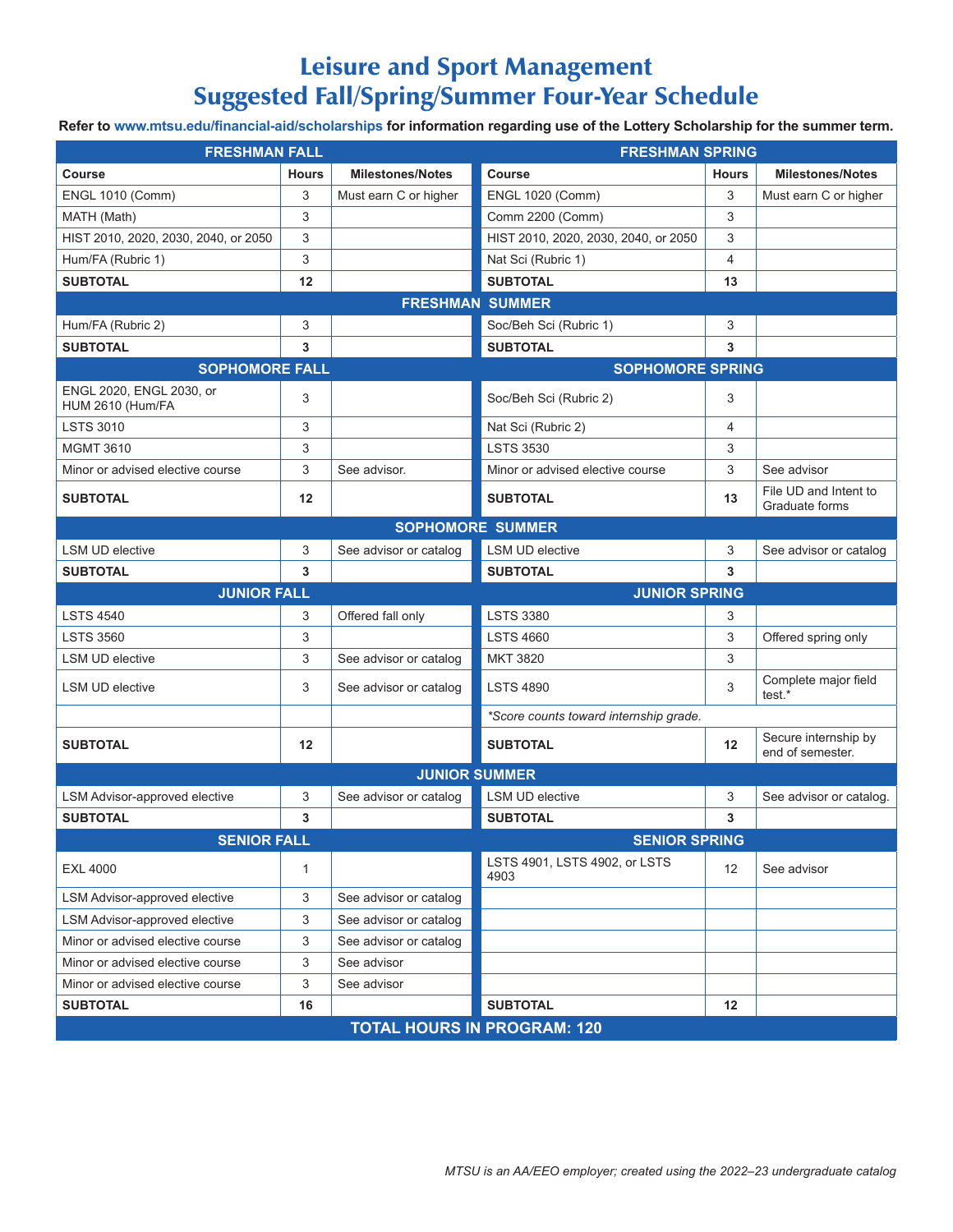# Leisure and Sport Management
# Suggested Fall/Spring/Summer Four-Year Schedule

**Refer to www.mtsu.edu/financial-aid/scholarships for information regarding use of the Lottery Scholarship for the summer term.**

| FRESHMAN FALL | | | FRESHMAN SPRING | | |
|---|---|---|---|---|---|
| **Course** | **Hours** | **Milestones/Notes** | **Course** | **Hours** | **Milestones/Notes** |
| ENGL 1010 (Comm) | 3 | Must earn C or higher | ENGL 1020 (Comm) | 3 | Must earn C or higher |
| MATH (Math) | 3 | | Comm 2200 (Comm) | 3 | |
| HIST 2010, 2020, 2030, 2040, or 2050 | 3 | | HIST 2010, 2020, 2030, 2040, or 2050 | 3 | |
| Hum/FA (Rubric 1) | 3 | | Nat Sci (Rubric 1) | 4 | |
| **SUBTOTAL** | **12** | | **SUBTOTAL** | **13** | |
| **FRESHMAN SUMMER** | | | | | |
| Hum/FA (Rubric 2) | 3 | | Soc/Beh Sci (Rubric 1) | 3 | |
| **SUBTOTAL** | **3** | | **SUBTOTAL** | **3** | |
| **SOPHOMORE FALL** | | | **SOPHOMORE SPRING** | | |
| ENGL 2020, ENGL 2030, or HUM 2610 (Hum/FA | 3 | | Soc/Beh Sci (Rubric 2) | 3 | |
| LSTS 3010 | 3 | | Nat Sci (Rubric 2) | 4 | |
| MGMT 3610 | 3 | | LSTS 3530 | 3 | |
| Minor or advised elective course | 3 | See advisor. | Minor or advised elective course | 3 | See advisor |
| **SUBTOTAL** | **12** | | **SUBTOTAL** | **13** | File UD and Intent to Graduate forms |
| **SOPHOMORE SUMMER** | | | | | |
| LSM UD elective | 3 | See advisor or catalog | LSM UD elective | 3 | See advisor or catalog |
| **SUBTOTAL** | **3** | | **SUBTOTAL** | **3** | |
| **JUNIOR FALL** | | | **JUNIOR SPRING** | | |
| LSTS 4540 | 3 | Offered fall only | LSTS 3380 | 3 | |
| LSTS 3560 | 3 | | LSTS 4660 | 3 | Offered spring only |
| LSM UD elective | 3 | See advisor or catalog | MKT 3820 | 3 | |
| LSM UD elective | 3 | See advisor or catalog | LSTS 4890 | 3 | Complete major field test.* |
| | | | *Score counts toward internship grade.* | | |
| **SUBTOTAL** | **12** | | **SUBTOTAL** | **12** | Secure internship by end of semester. |
| **JUNIOR SUMMER** | | | | | |
| LSM Advisor-approved elective | 3 | See advisor or catalog | LSM UD elective | 3 | See advisor or catalog. |
| **SUBTOTAL** | **3** | | **SUBTOTAL** | **3** | |
| **SENIOR FALL** | | | **SENIOR SPRING** | | |
| EXL 4000 | 1 | | LSTS 4901, LSTS 4902, or LSTS 4903 | 12 | See advisor |
| LSM Advisor-approved elective | 3 | See advisor or catalog | | | |
| LSM Advisor-approved elective | 3 | See advisor or catalog | | | |
| Minor or advised elective course | 3 | See advisor or catalog | | | |
| Minor or advised elective course | 3 | See advisor | | | |
| Minor or advised elective course | 3 | See advisor | | | |
| **SUBTOTAL** | **16** | | **SUBTOTAL** | **12** | |
| **TOTAL HOURS IN PROGRAM: 120** | | | | | |

*MTSU is an AA/EEO employer; created using the 2022–23 undergraduate catalog*